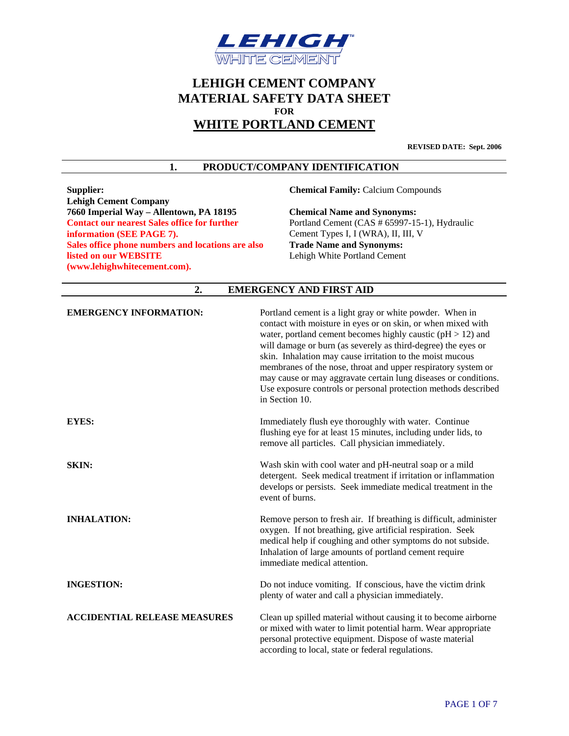LEHIGH WHITE CEMENT

# LEHIGH CEMENT COMPANY
# MATERIAL SAFETY DATA SHEET
**FOR**
# WHITE PORTLAND CEMENT

**REVISED DATE: Sept. 2006**

## 1. PRODUCT/COMPANY IDENTIFICATION

**Supplier:**
**Lehigh Cement Company**
**7660 Imperial Way – Allentown, PA 18195**
**Contact our nearest Sales office for further information (SEE PAGE 7).**
**Sales office phone numbers and locations are also listed on our WEBSITE (www.lehighwhitecement.com).**

**Chemical Family:** Calcium Compounds

**Chemical Name and Synonyms:**
Portland Cement (CAS # 65997-15-1), Hydraulic Cement Types I, I (WRA), II, III, V

**Trade Name and Synonyms:**
Lehigh White Portland Cement

## 2. EMERGENCY AND FIRST AID

**EMERGENCY INFORMATION:** Portland cement is a light gray or white powder. When in contact with moisture in eyes or on skin, or when mixed with water, portland cement becomes highly caustic (pH > 12) and will damage or burn (as severely as third-degree) the eyes or skin. Inhalation may cause irritation to the moist mucous membranes of the nose, throat and upper respiratory system or may cause or may aggravate certain lung diseases or conditions. Use exposure controls or personal protection methods described in Section 10.

**EYES:** Immediately flush eye thoroughly with water. Continue flushing eye for at least 15 minutes, including under lids, to remove all particles. Call physician immediately.

**SKIN:** Wash skin with cool water and pH-neutral soap or a mild detergent. Seek medical treatment if irritation or inflammation develops or persists. Seek immediate medical treatment in the event of burns.

**INHALATION:** Remove person to fresh air. If breathing is difficult, administer oxygen. If not breathing, give artificial respiration. Seek medical help if coughing and other symptoms do not subside. Inhalation of large amounts of portland cement require immediate medical attention.

**INGESTION:** Do not induce vomiting. If conscious, have the victim drink plenty of water and call a physician immediately.

**ACCIDENTIAL RELEASE MEASURES** Clean up spilled material without causing it to become airborne or mixed with water to limit potential harm. Wear appropriate personal protective equipment. Dispose of waste material according to local, state or federal regulations.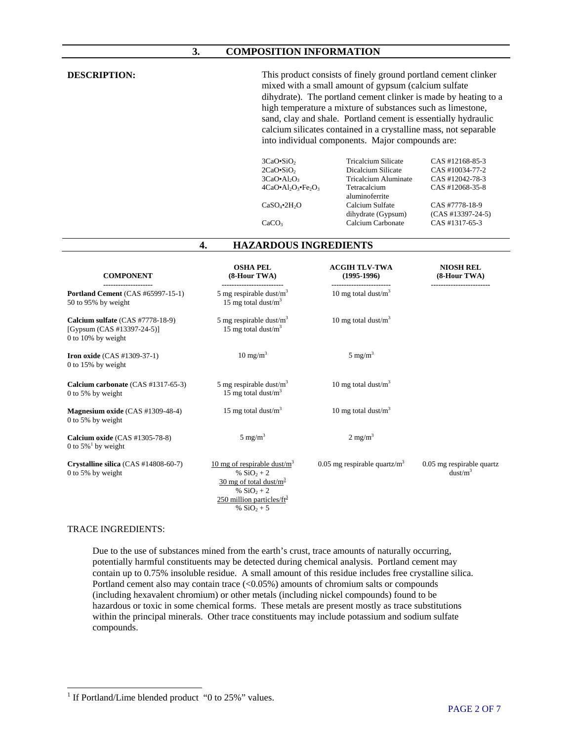## 3. COMPOSITION INFORMATION

**DESCRIPTION:**

This product consists of finely ground portland cement clinker mixed with a small amount of gypsum (calcium sulfate dihydrate). The portland cement clinker is made by heating to a high temperature a mixture of substances such as limestone, sand, clay and shale. Portland cement is essentially hydraulic calcium silicates contained in a crystalline mass, not separable into individual components. Major compounds are:

| | | |
|---|---|---|
| $3CaO \cdot SiO_2$ | Tricalcium Silicate | CAS #12168-85-3 |
| $2CaO \cdot SiO_2$ | Dicalcium Silicate | CAS #10034-77-2 |
| $3CaO \cdot Al_2O_3$ | Tricalcium Aluminate | CAS #12042-78-3 |
| $4CaO \cdot Al_2O_3 \cdot Fe_2O_3$ | Tetracalcium aluminoferrite | CAS #12068-35-8 |
| $CaSO_4 \cdot 2H_2O$ | Calcium Sulfate dihydrate (Gypsum) | CAS #7778-18-9 (CAS #13397-24-5) |
| $CaCO_3$ | Calcium Carbonate | CAS #1317-65-3 |

## 4. HAZARDOUS INGREDIENTS

| COMPONENT | OSHA PEL (8-Hour TWA) | ACGIH TLV-TWA (1995-1996) | NIOSH REL (8-Hour TWA) |
|---|---|---|---|
| **Portland Cement** (CAS #65997-15-1) 50 to 95% by weight | 5 mg respirable dust/m$^3$ 15 mg total dust/m$^3$ | 10 mg total dust/m$^3$ | |
| **Calcium sulfate** (CAS #7778-18-9) [Gypsum (CAS #13397-24-5)] 0 to 10% by weight | 5 mg respirable dust/m$^3$ 15 mg total dust/m$^3$ | 10 mg total dust/m$^3$ | |
| **Iron oxide** (CAS #1309-37-1) 0 to 15% by weight | 10 mg/m$^3$ | 5 mg/m$^3$ | |
| **Calcium carbonate** (CAS #1317-65-3) 0 to 5% by weight | 5 mg respirable dust/m$^3$ 15 mg total dust/m$^3$ | 10 mg total dust/m$^3$ | |
| **Magnesium oxide** (CAS #1309-48-4) 0 to 5% by weight | 15 mg total dust/m$^3$ | 10 mg total dust/m$^3$ | |
| **Calcium oxide** (CAS #1305-78-8) 0 to 5%[1] by weight | 5 mg/m$^3$ | 2 mg/m$^3$ | |
| **Crystalline silica** (CAS #14808-60-7) 0 to 5% by weight | $\frac{10 \text{ mg of respirable dust/m}^3}{\% SiO_2 + 2}$ $\frac{30 \text{ mg of total dust/m}^3}{\% SiO_2 + 2}$ $\frac{250 \text{ million particles/ft}^3}{\% SiO_2 + 5}$ | 0.05 mg respirable quartz/m$^3$ | 0.05 mg respirable quartz dust/m$^3$ |

TRACE INGREDIENTS:

Due to the use of substances mined from the earth's crust, trace amounts of naturally occurring, potentially harmful constituents may be detected during chemical analysis. Portland cement may contain up to 0.75% insoluble residue. A small amount of this residue includes free crystalline silica. Portland cement also may contain trace (<0.05%) amounts of chromium salts or compounds (including hexavalent chromium) or other metals (including nickel compounds) found to be hazardous or toxic in some chemical forms. These metals are present mostly as trace substitutions within the principal minerals. Other trace constituents may include potassium and sodium sulfate compounds.

[1] If Portland/Lime blended product "0 to 25%" values.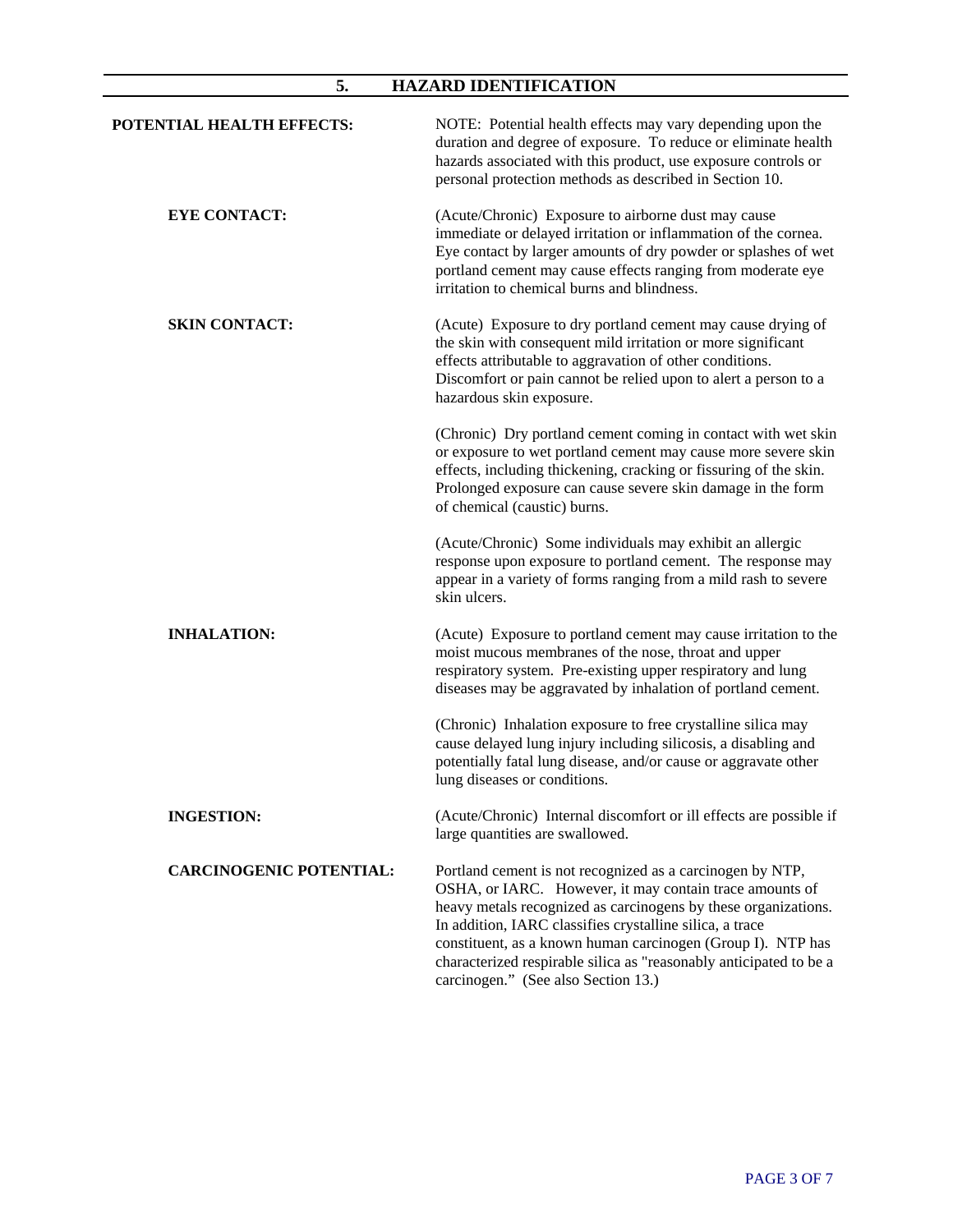## 5. HAZARD IDENTIFICATION

**POTENTIAL HEALTH EFFECTS:**

NOTE: Potential health effects may vary depending upon the duration and degree of exposure. To reduce or eliminate health hazards associated with this product, use exposure controls or personal protection methods as described in Section 10.

**EYE CONTACT:**

(Acute/Chronic) Exposure to airborne dust may cause immediate or delayed irritation or inflammation of the cornea. Eye contact by larger amounts of dry powder or splashes of wet portland cement may cause effects ranging from moderate eye irritation to chemical burns and blindness.

**SKIN CONTACT:**

(Acute) Exposure to dry portland cement may cause drying of the skin with consequent mild irritation or more significant effects attributable to aggravation of other conditions. Discomfort or pain cannot be relied upon to alert a person to a hazardous skin exposure.

(Chronic) Dry portland cement coming in contact with wet skin or exposure to wet portland cement may cause more severe skin effects, including thickening, cracking or fissuring of the skin. Prolonged exposure can cause severe skin damage in the form of chemical (caustic) burns.

(Acute/Chronic) Some individuals may exhibit an allergic response upon exposure to portland cement. The response may appear in a variety of forms ranging from a mild rash to severe skin ulcers.

**INHALATION:**

(Acute) Exposure to portland cement may cause irritation to the moist mucous membranes of the nose, throat and upper respiratory system. Pre-existing upper respiratory and lung diseases may be aggravated by inhalation of portland cement.

(Chronic) Inhalation exposure to free crystalline silica may cause delayed lung injury including silicosis, a disabling and potentially fatal lung disease, and/or cause or aggravate other lung diseases or conditions.

**INGESTION:**

(Acute/Chronic) Internal discomfort or ill effects are possible if large quantities are swallowed.

**CARCINOGENIC POTENTIAL:**

Portland cement is not recognized as a carcinogen by NTP, OSHA, or IARC. However, it may contain trace amounts of heavy metals recognized as carcinogens by these organizations. In addition, IARC classifies crystalline silica, a trace constituent, as a known human carcinogen (Group I). NTP has characterized respirable silica as "reasonably anticipated to be a carcinogen." (See also Section 13.)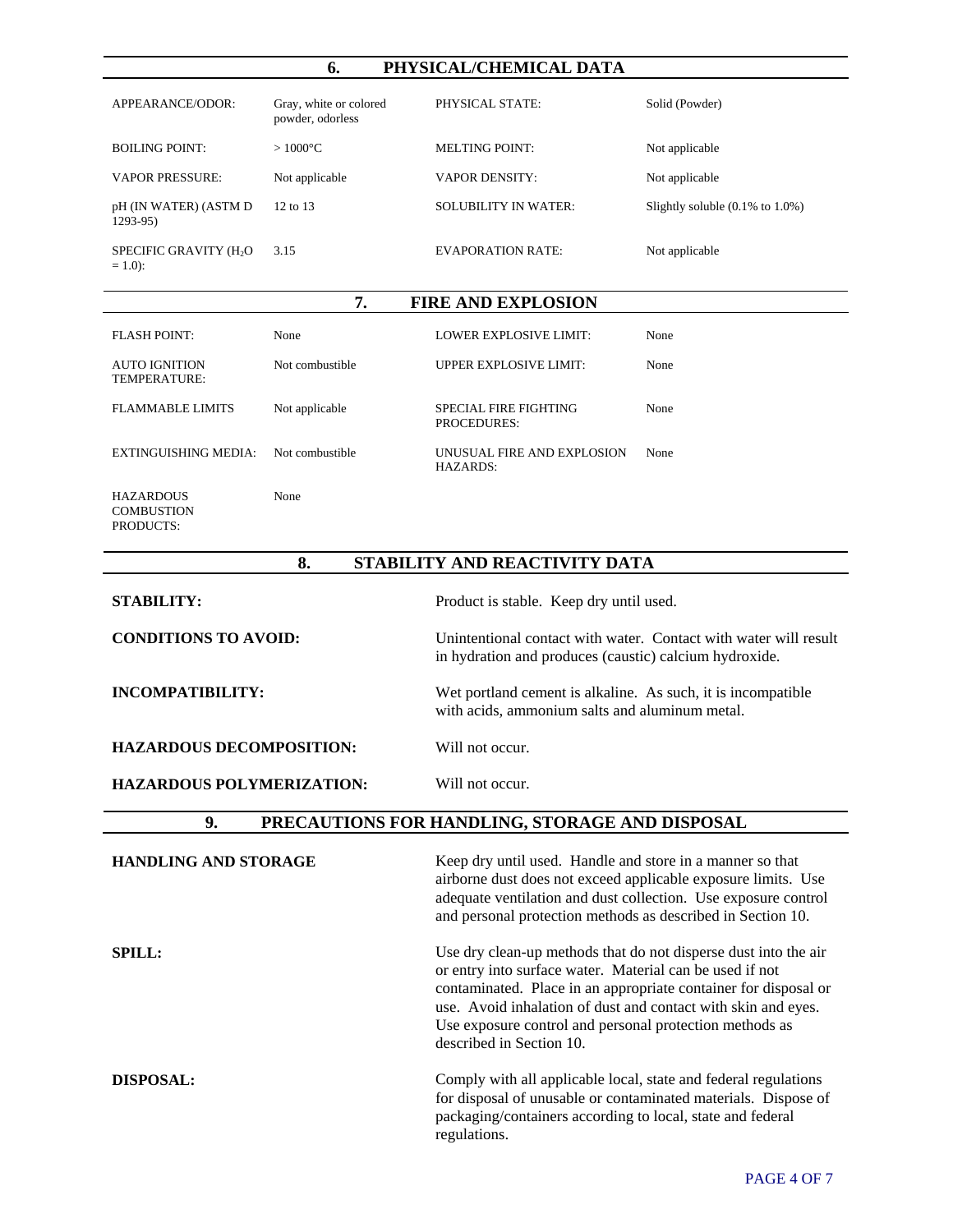## 6. PHYSICAL/CHEMICAL DATA

| | | | |
|---|---|---|---|
| APPEARANCE/ODOR: | Gray, white or colored powder, odorless | PHYSICAL STATE: | Solid (Powder) |
| BOILING POINT: | > 1000°C | MELTING POINT: | Not applicable |
| VAPOR PRESSURE: | Not applicable | VAPOR DENSITY: | Not applicable |
| pH (IN WATER) (ASTM D 1293-95) | 12 to 13 | SOLUBILITY IN WATER: | Slightly soluble (0.1% to 1.0%) |
| SPECIFIC GRAVITY ($H_2O$ = 1.0): | 3.15 | EVAPORATION RATE: | Not applicable |

## 7. FIRE AND EXPLOSION

| | | | |
|---|---|---|---|
| FLASH POINT: | None | LOWER EXPLOSIVE LIMIT: | None |
| AUTO IGNITION TEMPERATURE: | Not combustible | UPPER EXPLOSIVE LIMIT: | None |
| FLAMMABLE LIMITS | Not applicable | SPECIAL FIRE FIGHTING PROCEDURES: | None |
| EXTINGUISHING MEDIA: | Not combustible | UNUSUAL FIRE AND EXPLOSION HAZARDS: | None |
| HAZARDOUS COMBUSTION PRODUCTS: | None | | |

## 8. STABILITY AND REACTIVITY DATA

**STABILITY:** Product is stable. Keep dry until used.

**CONDITIONS TO AVOID:** Unintentional contact with water. Contact with water will result in hydration and produces (caustic) calcium hydroxide.

**INCOMPATIBILITY:** Wet portland cement is alkaline. As such, it is incompatible with acids, ammonium salts and aluminum metal.

**HAZARDOUS DECOMPOSITION:** Will not occur.

**HAZARDOUS POLYMERIZATION:** Will not occur.

## 9. PRECAUTIONS FOR HANDLING, STORAGE AND DISPOSAL

**HANDLING AND STORAGE** Keep dry until used. Handle and store in a manner so that airborne dust does not exceed applicable exposure limits. Use adequate ventilation and dust collection. Use exposure control and personal protection methods as described in Section 10.

**SPILL:** Use dry clean-up methods that do not disperse dust into the air or entry into surface water. Material can be used if not contaminated. Place in an appropriate container for disposal or use. Avoid inhalation of dust and contact with skin and eyes. Use exposure control and personal protection methods as described in Section 10.

**DISPOSAL:** Comply with all applicable local, state and federal regulations for disposal of unusable or contaminated materials. Dispose of packaging/containers according to local, state and federal regulations.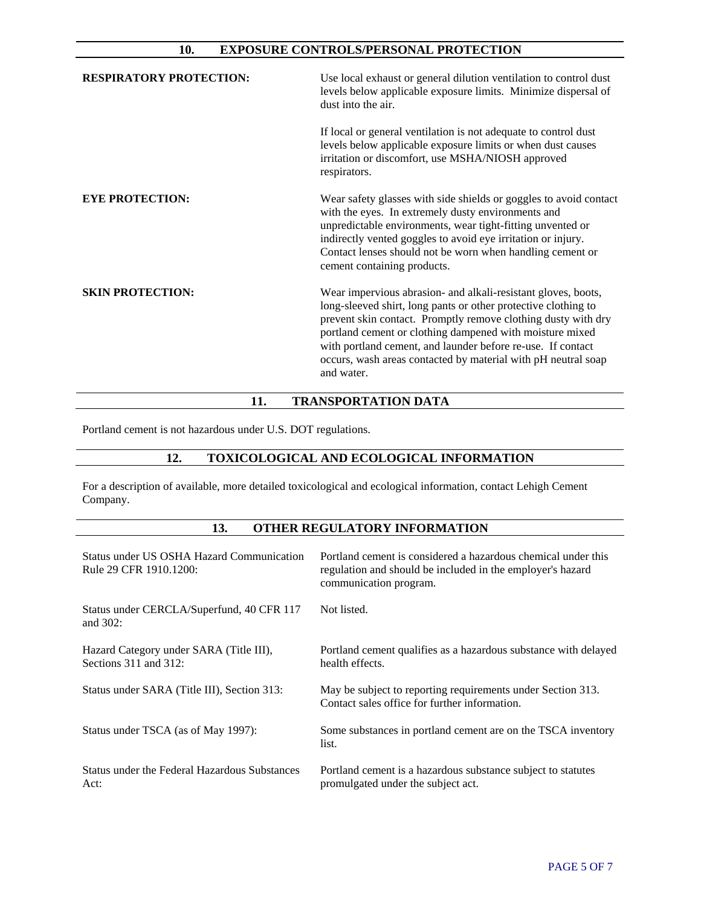## 10. EXPOSURE CONTROLS/PERSONAL PROTECTION

**RESPIRATORY PROTECTION:**

Use local exhaust or general dilution ventilation to control dust levels below applicable exposure limits. Minimize dispersal of dust into the air.

If local or general ventilation is not adequate to control dust levels below applicable exposure limits or when dust causes irritation or discomfort, use MSHA/NIOSH approved respirators.

**EYE PROTECTION:**

Wear safety glasses with side shields or goggles to avoid contact with the eyes. In extremely dusty environments and unpredictable environments, wear tight-fitting unvented or indirectly vented goggles to avoid eye irritation or injury. Contact lenses should not be worn when handling cement or cement containing products.

**SKIN PROTECTION:**

Wear impervious abrasion- and alkali-resistant gloves, boots, long-sleeved shirt, long pants or other protective clothing to prevent skin contact. Promptly remove clothing dusty with dry portland cement or clothing dampened with moisture mixed with portland cement, and launder before re-use. If contact occurs, wash areas contacted by material with pH neutral soap and water.

## 11. TRANSPORTATION DATA

Portland cement is not hazardous under U.S. DOT regulations.

## 12. TOXICOLOGICAL AND ECOLOGICAL INFORMATION

For a description of available, more detailed toxicological and ecological information, contact Lehigh Cement Company.

## 13. OTHER REGULATORY INFORMATION

| | |
|---|---|
| Status under US OSHA Hazard Communication Rule 29 CFR 1910.1200: | Portland cement is considered a hazardous chemical under this regulation and should be included in the employer's hazard communication program. |
| Status under CERCLA/Superfund, 40 CFR 117 and 302: | Not listed. |
| Hazard Category under SARA (Title III), Sections 311 and 312: | Portland cement qualifies as a hazardous substance with delayed health effects. |
| Status under SARA (Title III), Section 313: | May be subject to reporting requirements under Section 313. Contact sales office for further information. |
| Status under TSCA (as of May 1997): | Some substances in portland cement are on the TSCA inventory list. |
| Status under the Federal Hazardous Substances Act: | Portland cement is a hazardous substance subject to statutes promulgated under the subject act. |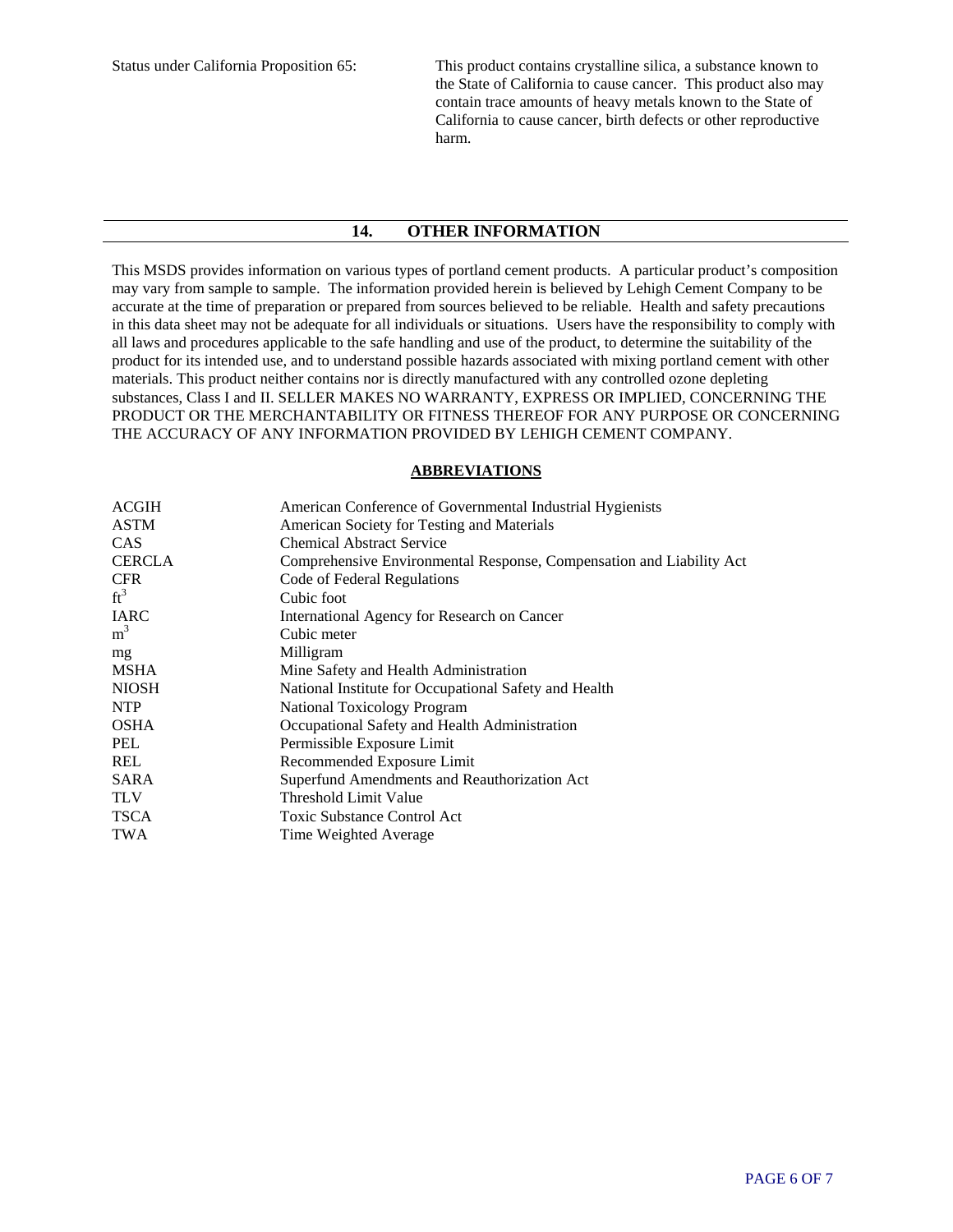| | |
|---|---|
| Status under California Proposition 65: | This product contains crystalline silica, a substance known to the State of California to cause cancer. This product also may contain trace amounts of heavy metals known to the State of California to cause cancer, birth defects or other reproductive harm. |

## 14. OTHER INFORMATION

This MSDS provides information on various types of portland cement products. A particular product's composition may vary from sample to sample. The information provided herein is believed by Lehigh Cement Company to be accurate at the time of preparation or prepared from sources believed to be reliable. Health and safety precautions in this data sheet may not be adequate for all individuals or situations. Users have the responsibility to comply with all laws and procedures applicable to the safe handling and use of the product, to determine the suitability of the product for its intended use, and to understand possible hazards associated with mixing portland cement with other materials. This product neither contains nor is directly manufactured with any controlled ozone depleting substances, Class I and II. SELLER MAKES NO WARRANTY, EXPRESS OR IMPLIED, CONCERNING THE PRODUCT OR THE MERCHANTABILITY OR FITNESS THEREOF FOR ANY PURPOSE OR CONCERNING THE ACCURACY OF ANY INFORMATION PROVIDED BY LEHIGH CEMENT COMPANY.

**ABBREVIATIONS**

| | |
|---|---|
| ACGIH | American Conference of Governmental Industrial Hygienists |
| ASTM | American Society for Testing and Materials |
| CAS | Chemical Abstract Service |
| CERCLA | Comprehensive Environmental Response, Compensation and Liability Act |
| CFR | Code of Federal Regulations |
| $ft^3$ | Cubic foot |
| IARC | International Agency for Research on Cancer |
| $m^3$ | Cubic meter |
| mg | Milligram |
| MSHA | Mine Safety and Health Administration |
| NIOSH | National Institute for Occupational Safety and Health |
| NTP | National Toxicology Program |
| OSHA | Occupational Safety and Health Administration |
| PEL | Permissible Exposure Limit |
| REL | Recommended Exposure Limit |
| SARA | Superfund Amendments and Reauthorization Act |
| TLV | Threshold Limit Value |
| TSCA | Toxic Substance Control Act |
| TWA | Time Weighted Average |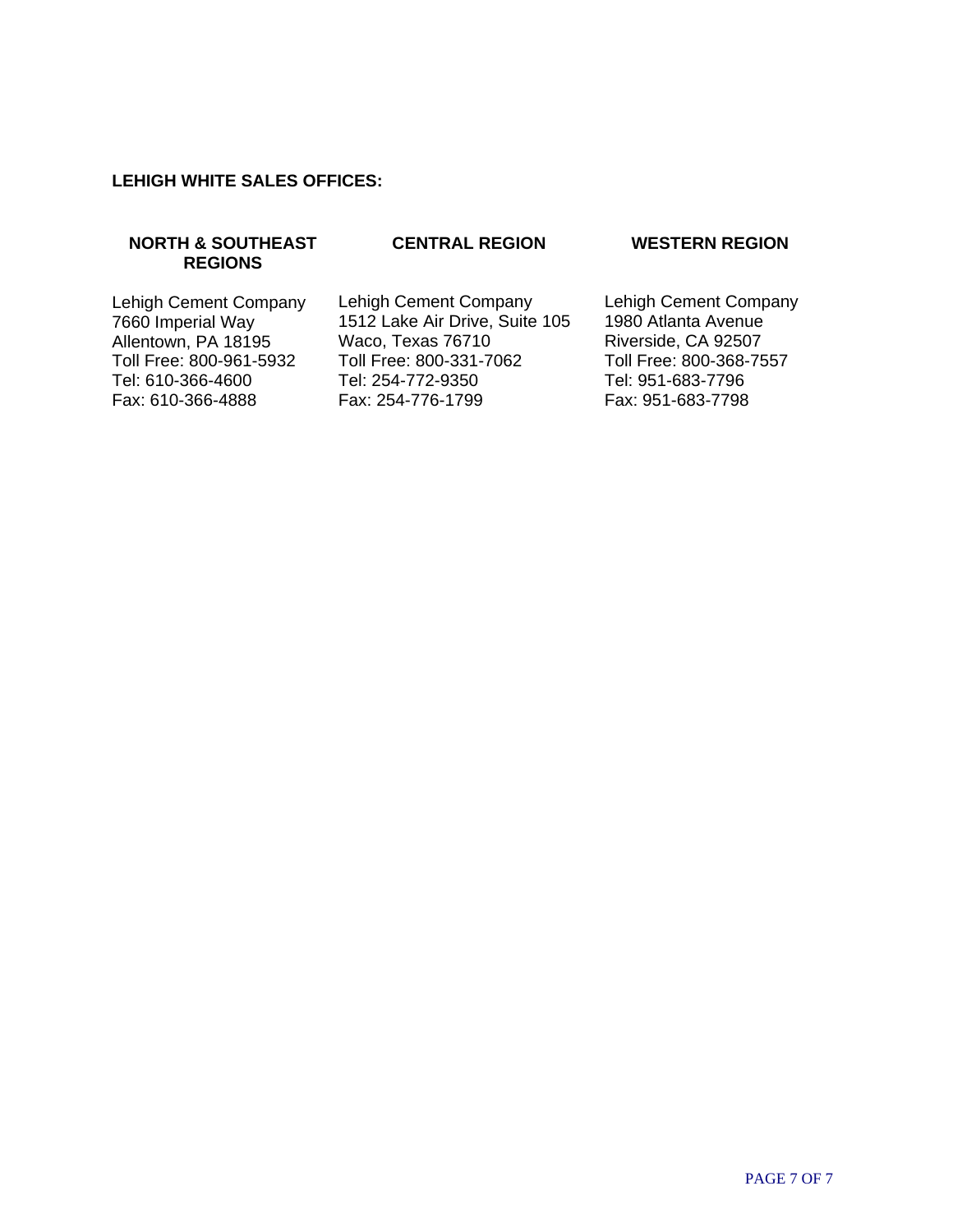**LEHIGH WHITE SALES OFFICES:**

| NORTH & SOUTHEAST REGIONS | CENTRAL REGION | WESTERN REGION |
|---|---|---|
| Lehigh Cement Company<br>7660 Imperial Way<br>Allentown, PA 18195<br>Toll Free: 800-961-5932<br>Tel: 610-366-4600<br>Fax: 610-366-4888 | Lehigh Cement Company<br>1512 Lake Air Drive, Suite 105<br>Waco, Texas 76710<br>Toll Free: 800-331-7062<br>Tel: 254-772-9350<br>Fax: 254-776-1799 | Lehigh Cement Company<br>1980 Atlanta Avenue<br>Riverside, CA 92507<br>Toll Free: 800-368-7557<br>Tel: 951-683-7796<br>Fax: 951-683-7798 |